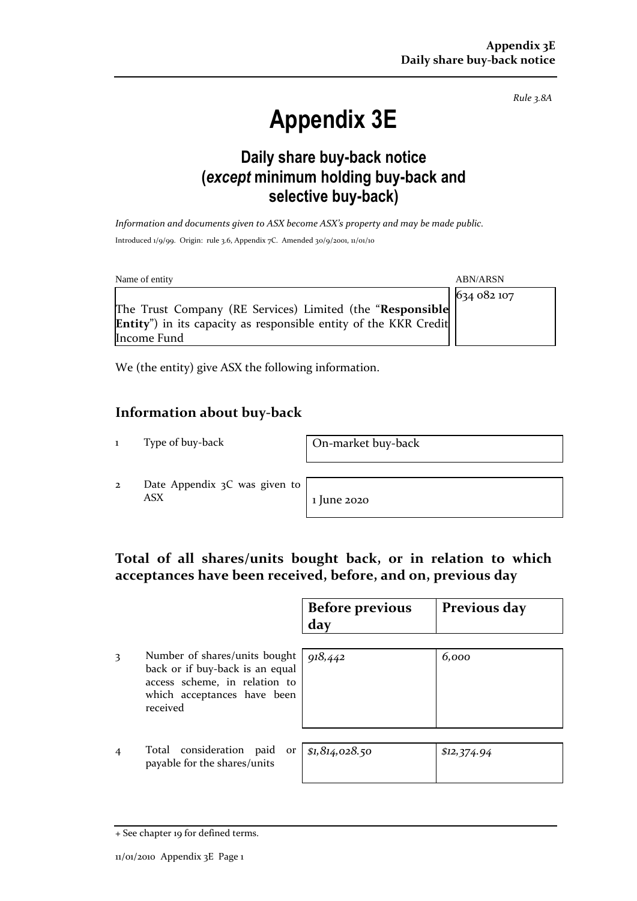*Rule 3.8A*

# Appendix 3E

## Daily share buy-back notice (*except* minimum holding buy-back and selective buy-back)

*Information and documents given to ASX become ASX's property and may be made public.*

Introduced 1/9/99. Origin: rule 3.6, Appendix 7C. Amended 30/9/2001, 11/01/10

| Name of entity | ABN/ARSN |
|---|---|
| The Trust Company (RE Services) Limited (the "**Responsible Entity**") in its capacity as responsible entity of the KKR Credit Income Fund | 634 082 107 |

We (the entity) give ASX the following information.

## Information about buy-back

| | | |
|---|---|---|
| 1 | Type of buy-back | On-market buy-back |
| 2 | Date Appendix 3C was given to ASX | 1 June 2020 |

## Total of all shares/units bought back, or in relation to which acceptances have been received, before, and on, previous day

| | | Before previous day | Previous day |
|---|---|---|---|
| 3 | Number of shares/units bought back or if buy-back is an equal access scheme, in relation to which acceptances have been received | *918,442* | *6,000* |
| 4 | Total consideration paid or payable for the shares/units | *$1,814,028.50* | *$12,374.94* |

+ See chapter 19 for defined terms.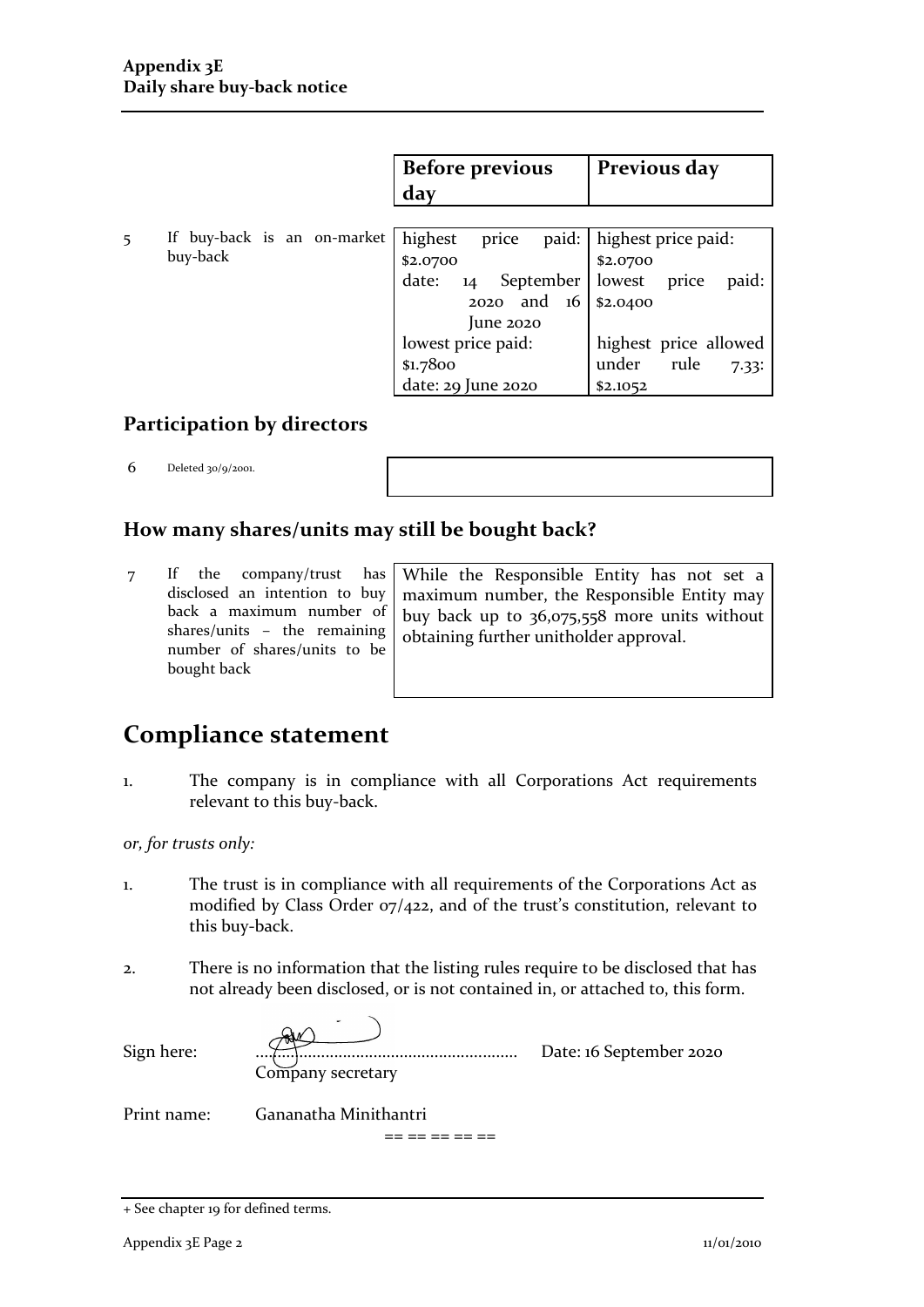**Appendix 3E**
**Daily share buy-back notice**

| | | Before previous day | Previous day |
|---|---|---|---|
| 5 | If buy-back is an on-market buy-back | highest price paid: $2.0700<br>date: 14 September 2020 and 16 June 2020<br>lowest price paid: $1.7800<br>date: 29 June 2020 | highest price paid: $2.0700<br>lowest price paid: $2.0400<br><br>highest price allowed under rule 7.33: $2.1052 |

## Participation by directors

| | | |
|---|---|---|
| 6 | Deleted 30/9/2001. | |

## How many shares/units may still be bought back?

| | | |
|---|---|---|
| 7 | If the company/trust has disclosed an intention to buy back a maximum number of shares/units – the remaining number of shares/units to be bought back | While the Responsible Entity has not set a maximum number, the Responsible Entity may buy back up to 36,075,558 more units without obtaining further unitholder approval. |

# Compliance statement

1. The company is in compliance with all Corporations Act requirements relevant to this buy-back.

*or, for trusts only:*

1. The trust is in compliance with all requirements of the Corporations Act as modified by Class Order 07/422, and of the trust's constitution, relevant to this buy-back.

2. There is no information that the listing rules require to be disclosed that has not already been disclosed, or is not contained in, or attached to, this form.

Sign here: ............................................................ Date: 16 September 2020
Company secretary

Print name: Gananatha Minithantri

== == == == ==

+ See chapter 19 for defined terms.